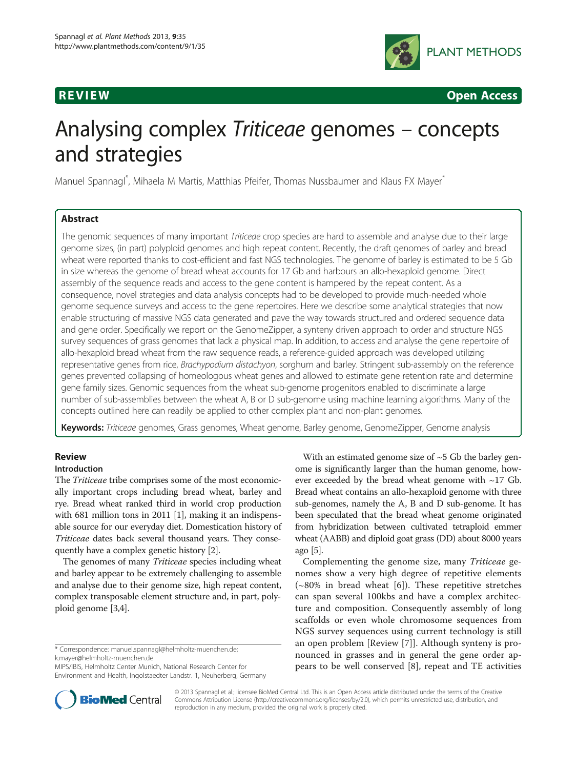REVIEW Open Access

# Analysing complex *Triticeae* genomes – concepts and strategies

Manuel Spannagl*, Mihaela M Martis, Matthias Pfeifer, Thomas Nussbaumer and Klaus FX Mayer*

## Abstract

The genomic sequences of many important *Triticeae* crop species are hard to assemble and analyse due to their large genome sizes, (in part) polyploid genomes and high repeat content. Recently, the draft genomes of barley and bread wheat were reported thanks to cost-efficient and fast NGS technologies. The genome of barley is estimated to be 5 Gb in size whereas the genome of bread wheat accounts for 17 Gb and harbours an allo-hexaploid genome. Direct assembly of the sequence reads and access to the gene content is hampered by the repeat content. As a consequence, novel strategies and data analysis concepts had to be developed to provide much-needed whole genome sequence surveys and access to the gene repertoires. Here we describe some analytical strategies that now enable structuring of massive NGS data generated and pave the way towards structured and ordered sequence data and gene order. Specifically we report on the GenomeZipper, a synteny driven approach to order and structure NGS survey sequences of grass genomes that lack a physical map. In addition, to access and analyse the gene repertoire of allo-hexaploid bread wheat from the raw sequence reads, a reference-guided approach was developed utilizing representative genes from rice, *Brachypodium distachyon*, sorghum and barley. Stringent sub-assembly on the reference genes prevented collapsing of homeologous wheat genes and allowed to estimate gene retention rate and determine gene family sizes. Genomic sequences from the wheat sub-genome progenitors enabled to discriminate a large number of sub-assemblies between the wheat A, B or D sub-genome using machine learning algorithms. Many of the concepts outlined here can readily be applied to other complex plant and non-plant genomes.

**Keywords:** *Triticeae* genomes, Grass genomes, Wheat genome, Barley genome, GenomeZipper, Genome analysis

## Review

### Introduction

The *Triticeae* tribe comprises some of the most economically important crops including bread wheat, barley and rye. Bread wheat ranked third in world crop production with 681 million tons in 2011 [1], making it an indispensable source for our everyday diet. Domestication history of *Triticeae* dates back several thousand years. They consequently have a complex genetic history [2].

The genomes of many *Triticeae* species including wheat and barley appear to be extremely challenging to assemble and analyse due to their genome size, high repeat content, complex transposable element structure and, in part, polyploid genome [3,4].

With an estimated genome size of ~5 Gb the barley genome is significantly larger than the human genome, however exceeded by the bread wheat genome with ~17 Gb. Bread wheat contains an allo-hexaploid genome with three sub-genomes, namely the A, B and D sub-genome. It has been speculated that the bread wheat genome originated from hybridization between cultivated tetraploid emmer wheat (AABB) and diploid goat grass (DD) about 8000 years ago [5].

Complementing the genome size, many *Triticeae* genomes show a very high degree of repetitive elements (~80% in bread wheat [6]). These repetitive stretches can span several 100kbs and have a complex architecture and composition. Consequently assembly of long scaffolds or even whole chromosome sequences from NGS survey sequences using current technology is still an open problem [Review [7]]. Although synteny is pronounced in grasses and in general the gene order appears to be well conserved [8], repeat and TE activities

* Correspondence: manuel.spannagl@helmholtz-muenchen.de; k.mayer@helmholtz-muenchen.de
MIPS/IBIS, Helmholtz Center Munich, National Research Center for Environment and Health, Ingolstaedter Landstr. 1, Neuherberg, Germany

© 2013 Spannagl et al.; licensee BioMed Central Ltd. This is an Open Access article distributed under the terms of the Creative Commons Attribution License (http://creativecommons.org/licenses/by/2.0), which permits unrestricted use, distribution, and reproduction in any medium, provided the original work is properly cited.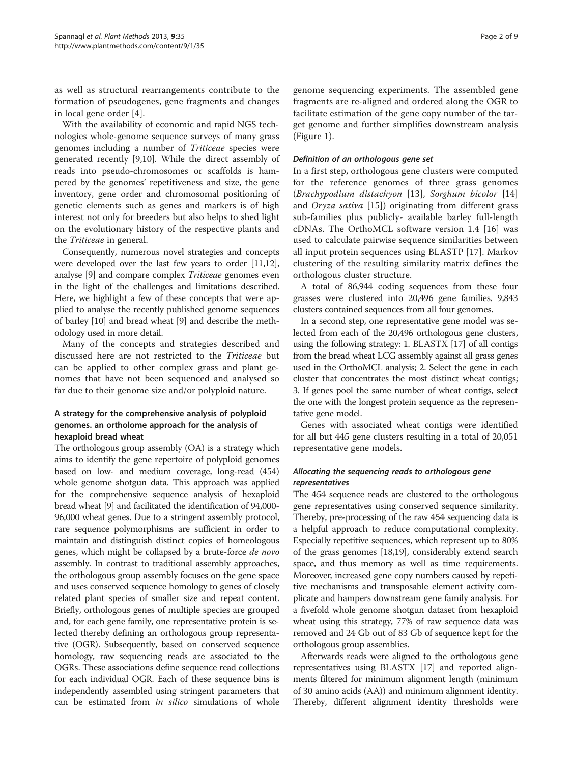as well as structural rearrangements contribute to the formation of pseudogenes, gene fragments and changes in local gene order [4].

With the availability of economic and rapid NGS technologies whole-genome sequence surveys of many grass genomes including a number of *Triticeae* species were generated recently [9,10]. While the direct assembly of reads into pseudo-chromosomes or scaffolds is hampered by the genomes' repetitiveness and size, the gene inventory, gene order and chromosomal positioning of genetic elements such as genes and markers is of high interest not only for breeders but also helps to shed light on the evolutionary history of the respective plants and the *Triticeae* in general.

Consequently, numerous novel strategies and concepts were developed over the last few years to order [11,12], analyse [9] and compare complex *Triticeae* genomes even in the light of the challenges and limitations described. Here, we highlight a few of these concepts that were applied to analyse the recently published genome sequences of barley [10] and bread wheat [9] and describe the methodology used in more detail.

Many of the concepts and strategies described and discussed here are not restricted to the *Triticeae* but can be applied to other complex grass and plant genomes that have not been sequenced and analysed so far due to their genome size and/or polyploid nature.

## A strategy for the comprehensive analysis of polyploid genomes. an ortholome approach for the analysis of hexaploid bread wheat

The orthologous group assembly (OA) is a strategy which aims to identify the gene repertoire of polyploid genomes based on low- and medium coverage, long-read (454) whole genome shotgun data. This approach was applied for the comprehensive sequence analysis of hexaploid bread wheat [9] and facilitated the identification of 94,000-96,000 wheat genes. Due to a stringent assembly protocol, rare sequence polymorphisms are sufficient in order to maintain and distinguish distinct copies of homeologous genes, which might be collapsed by a brute-force *de novo* assembly. In contrast to traditional assembly approaches, the orthologous group assembly focuses on the gene space and uses conserved sequence homology to genes of closely related plant species of smaller size and repeat content. Briefly, orthologous genes of multiple species are grouped and, for each gene family, one representative protein is selected thereby defining an orthologous group representative (OGR). Subsequently, based on conserved sequence homology, raw sequencing reads are associated to the OGRs. These associations define sequence read collections for each individual OGR. Each of these sequence bins is independently assembled using stringent parameters that can be estimated from *in silico* simulations of whole genome sequencing experiments. The assembled gene fragments are re-aligned and ordered along the OGR to facilitate estimation of the gene copy number of the target genome and further simplifies downstream analysis (Figure 1).

### *Definition of an orthologous gene set*

In a first step, orthologous gene clusters were computed for the reference genomes of three grass genomes (*Brachypodium distachyon* [13], *Sorghum bicolor* [14] and *Oryza sativa* [15]) originating from different grass sub-families plus publicly- available barley full-length cDNAs. The OrthoMCL software version 1.4 [16] was used to calculate pairwise sequence similarities between all input protein sequences using BLASTP [17]. Markov clustering of the resulting similarity matrix defines the orthologous cluster structure.

A total of 86,944 coding sequences from these four grasses were clustered into 20,496 gene families. 9,843 clusters contained sequences from all four genomes.

In a second step, one representative gene model was selected from each of the 20,496 orthologous gene clusters, using the following strategy: 1. BLASTX [17] of all contigs from the bread wheat LCG assembly against all grass genes used in the OrthoMCL analysis; 2. Select the gene in each cluster that concentrates the most distinct wheat contigs; 3. If genes pool the same number of wheat contigs, select the one with the longest protein sequence as the representative gene model.

Genes with associated wheat contigs were identified for all but 445 gene clusters resulting in a total of 20,051 representative gene models.

### *Allocating the sequencing reads to orthologous gene representatives*

The 454 sequence reads are clustered to the orthologous gene representatives using conserved sequence similarity. Thereby, pre-processing of the raw 454 sequencing data is a helpful approach to reduce computational complexity. Especially repetitive sequences, which represent up to 80% of the grass genomes [18,19], considerably extend search space, and thus memory as well as time requirements. Moreover, increased gene copy numbers caused by repetitive mechanisms and transposable element activity complicate and hampers downstream gene family analysis. For a fivefold whole genome shotgun dataset from hexaploid wheat using this strategy, 77% of raw sequence data was removed and 24 Gb out of 83 Gb of sequence kept for the orthologous group assemblies.

Afterwards reads were aligned to the orthologous gene representatives using BLASTX [17] and reported alignments filtered for minimum alignment length (minimum of 30 amino acids (AA)) and minimum alignment identity. Thereby, different alignment identity thresholds were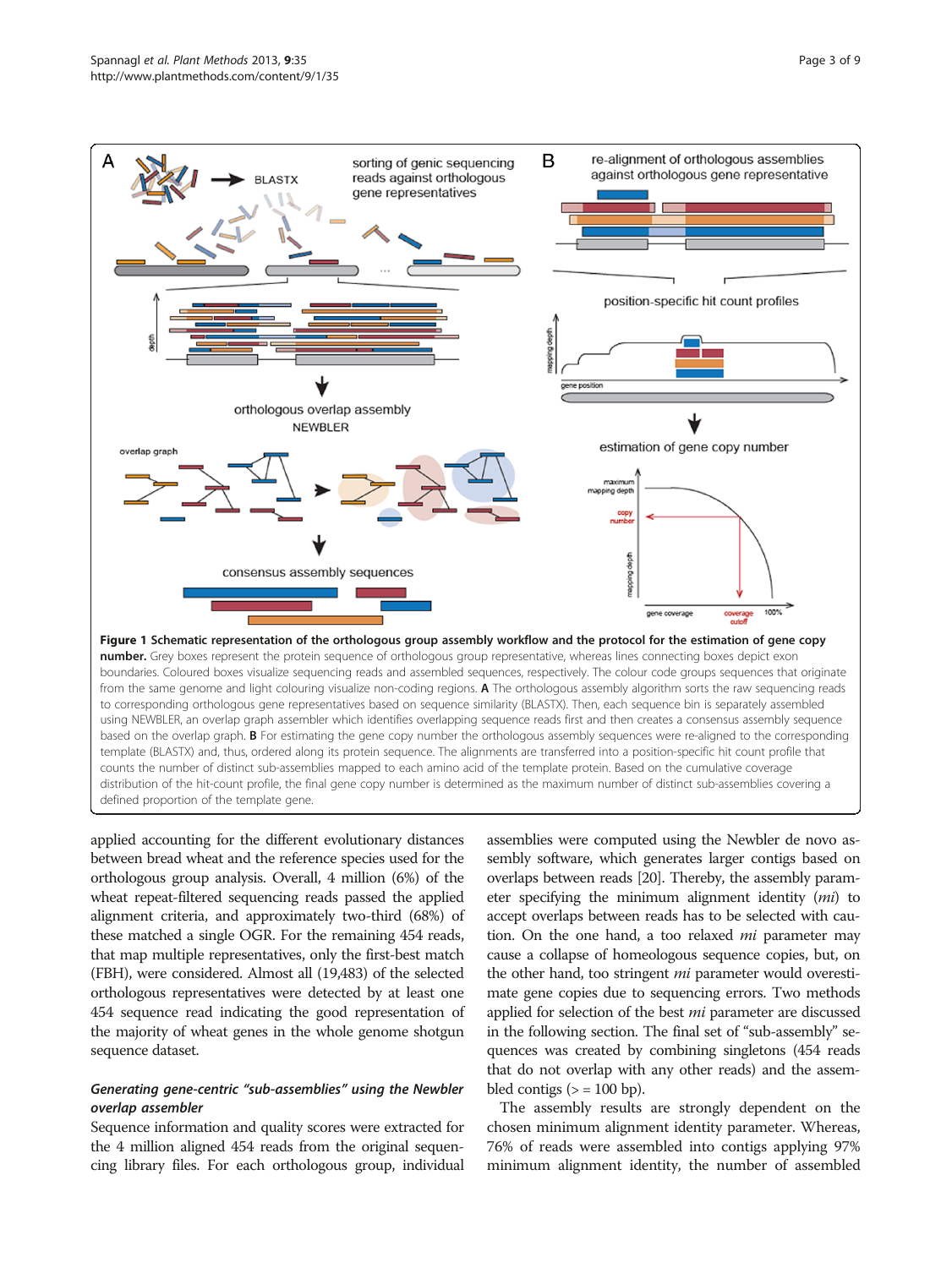**Figure 1 Schematic representation of the orthologous group assembly workflow and the protocol for the estimation of gene copy number.** Grey boxes represent the protein sequence of orthologous group representative, whereas lines connecting boxes depict exon boundaries. Coloured boxes visualize sequencing reads and assembled sequences, respectively. The colour code groups sequences that originate from the same genome and light colouring visualize non-coding regions. **A** The orthologous assembly algorithm sorts the raw sequencing reads to corresponding orthologous gene representatives based on sequence similarity (BLASTX). Then, each sequence bin is separately assembled using NEWBLER, an overlap graph assembler which identifies overlapping sequence reads first and then creates a consensus assembly sequence based on the overlap graph. **B** For estimating the gene copy number the orthologous assembly sequences were re-aligned to the corresponding template (BLASTX) and, thus, ordered along its protein sequence. The alignments are transferred into a position-specific hit count profile that counts the number of distinct sub-assemblies mapped to each amino acid of the template protein. Based on the cumulative coverage distribution of the hit-count profile, the final gene copy number is determined as the maximum number of distinct sub-assemblies covering a defined proportion of the template gene.

applied accounting for the different evolutionary distances between bread wheat and the reference species used for the orthologous group analysis. Overall, 4 million (6%) of the wheat repeat-filtered sequencing reads passed the applied alignment criteria, and approximately two-third (68%) of these matched a single OGR. For the remaining 454 reads, that map multiple representatives, only the first-best match (FBH), were considered. Almost all (19,483) of the selected orthologous representatives were detected by at least one 454 sequence read indicating the good representation of the majority of wheat genes in the whole genome shotgun sequence dataset.

### *Generating gene-centric "sub-assemblies" using the Newbler overlap assembler*

Sequence information and quality scores were extracted for the 4 million aligned 454 reads from the original sequencing library files. For each orthologous group, individual assemblies were computed using the Newbler de novo assembly software, which generates larger contigs based on overlaps between reads [20]. Thereby, the assembly parameter specifying the minimum alignment identity (*mi*) to accept overlaps between reads has to be selected with caution. On the one hand, a too relaxed *mi* parameter may cause a collapse of homoeologous sequence copies, but, on the other hand, too stringent *mi* parameter would overestimate gene copies due to sequencing errors. Two methods applied for selection of the best *mi* parameter are discussed in the following section. The final set of "sub-assembly" sequences was created by combining singletons (454 reads that do not overlap with any other reads) and the assembled contigs (> = 100 bp).

The assembly results are strongly dependent on the chosen minimum alignment identity parameter. Whereas, 76% of reads were assembled into contigs applying 97% minimum alignment identity, the number of assembled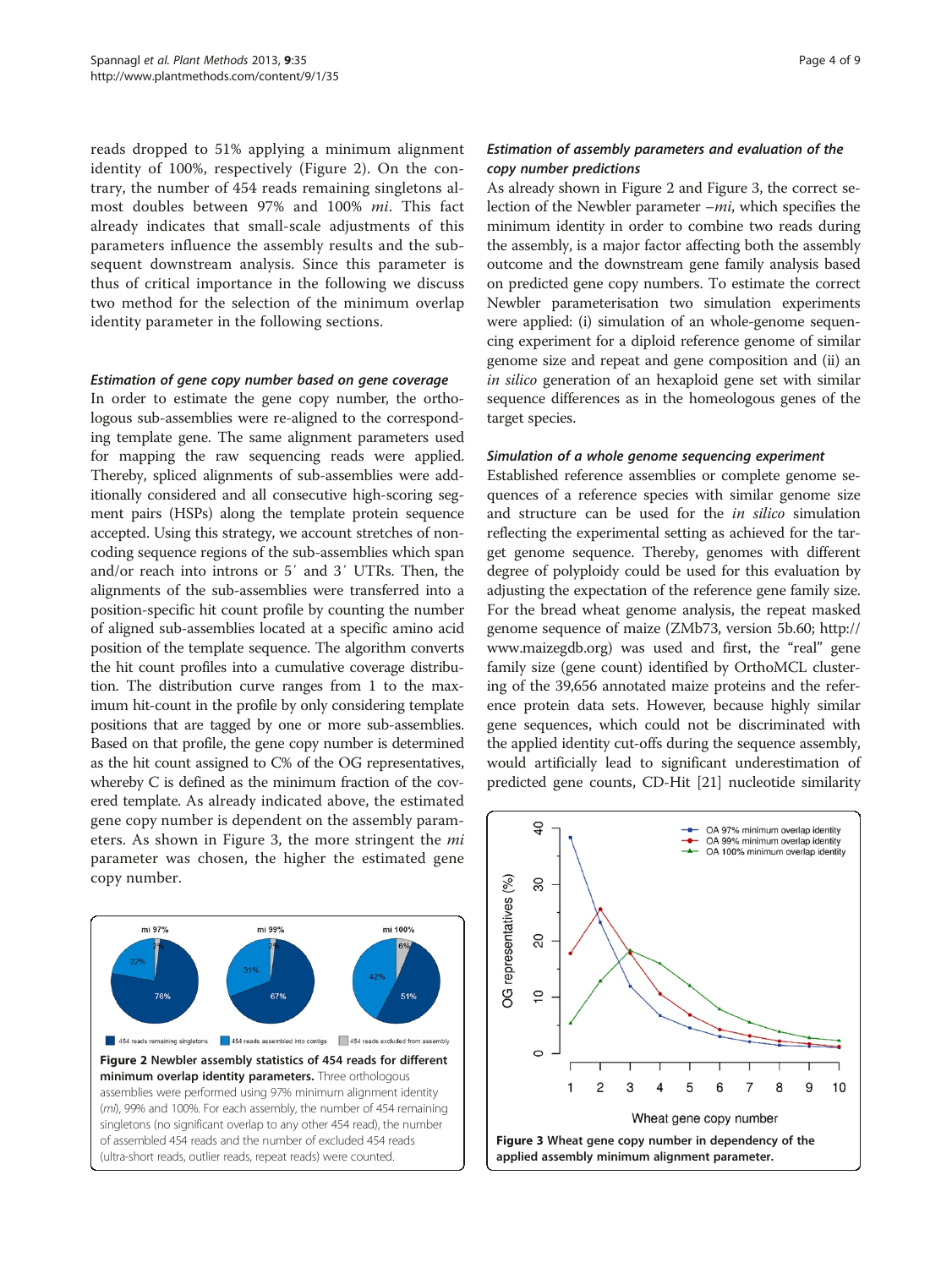reads dropped to 51% applying a minimum alignment identity of 100%, respectively (Figure 2). On the contrary, the number of 454 reads remaining singletons almost doubles between 97% and 100% *mi*. This fact already indicates that small-scale adjustments of this parameters influence the assembly results and the subsequent downstream analysis. Since this parameter is thus of critical importance in the following we discuss two method for the selection of the minimum overlap identity parameter in the following sections.

#### *Estimation of gene copy number based on gene coverage*

In order to estimate the gene copy number, the orthologous sub-assemblies were re-aligned to the corresponding template gene. The same alignment parameters used for mapping the raw sequencing reads were applied. Thereby, spliced alignments of sub-assemblies were additionally considered and all consecutive high-scoring segment pairs (HSPs) along the template protein sequence accepted. Using this strategy, we account stretches of non-coding sequence regions of the sub-assemblies which span and/or reach into introns or 5′ and 3′ UTRs. Then, the alignments of the sub-assemblies were transferred into a position-specific hit count profile by counting the number of aligned sub-assemblies located at a specific amino acid position of the template sequence. The algorithm converts the hit count profiles into a cumulative coverage distribution. The distribution curve ranges from 1 to the maximum hit-count in the profile by only considering template positions that are tagged by one or more sub-assemblies. Based on that profile, the gene copy number is determined as the hit count assigned to C% of the OG representatives, whereby C is defined as the minimum fraction of the covered template. As already indicated above, the estimated gene copy number is dependent on the assembly parameters. As shown in Figure 3, the more stringent the *mi* parameter was chosen, the higher the estimated gene copy number.

**Figure 2 Newbler assembly statistics of 454 reads for different minimum overlap identity parameters.** Three orthologous assemblies were performed using 97% minimum alignment identity (*mi*), 99% and 100%. For each assembly, the number of 454 remaining singletons (no significant overlap to any other 454 read), the number of assembled 454 reads and the number of excluded 454 reads (ultra-short reads, outlier reads, repeat reads) were counted.

#### *Estimation of assembly parameters and evaluation of the copy number predictions*

As already shown in Figure 2 and Figure 3, the correct selection of the Newbler parameter –*mi*, which specifies the minimum identity in order to combine two reads during the assembly, is a major factor affecting both the assembly outcome and the downstream gene family analysis based on predicted gene copy numbers. To estimate the correct Newbler parameterisation two simulation experiments were applied: (i) simulation of an whole-genome sequencing experiment for a diploid reference genome of similar genome size and repeat and gene composition and (ii) an *in silico* generation of an hexaploid gene set with similar sequence differences as in the homeologous genes of the target species.

#### *Simulation of a whole genome sequencing experiment*

Established reference assemblies or complete genome sequences of a reference species with similar genome size and structure can be used for the *in silico* simulation reflecting the experimental setting as achieved for the target genome sequence. Thereby, genomes with different degree of polyploidy could be used for this evaluation by adjusting the expectation of the reference gene family size. For the bread wheat genome analysis, the repeat masked genome sequence of maize (ZMb73, version 5b.60; http://www.maizegdb.org) was used and first, the "real" gene family size (gene count) identified by OrthoMCL clustering of the 39,656 annotated maize proteins and the reference protein data sets. However, because highly similar gene sequences, which could not be discriminated with the applied identity cut-offs during the sequence assembly, would artificially lead to significant underestimation of predicted gene counts, CD-Hit [21] nucleotide similarity

**Figure 3 Wheat gene copy number in dependency of the applied assembly minimum alignment parameter.**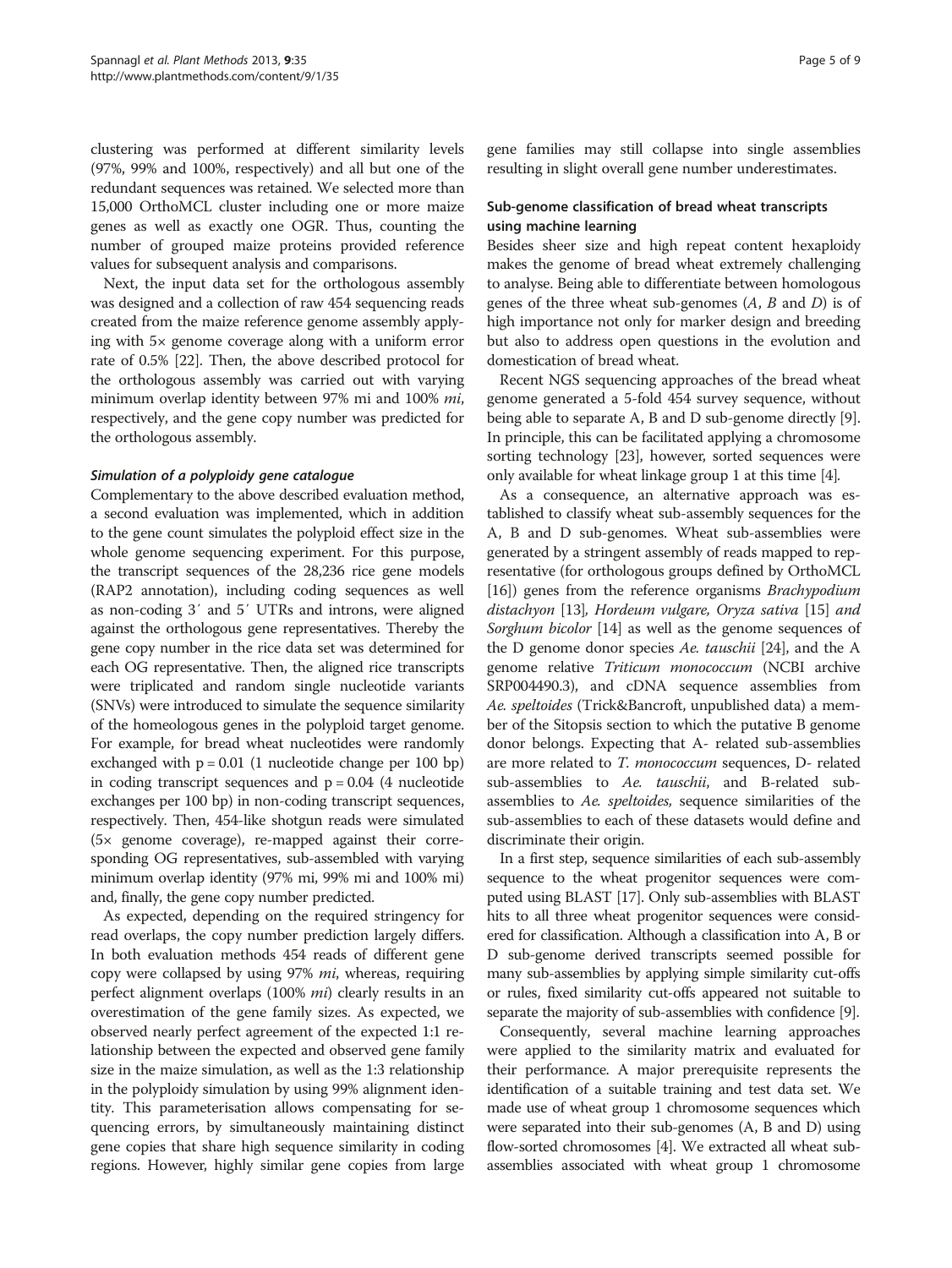clustering was performed at different similarity levels (97%, 99% and 100%, respectively) and all but one of the redundant sequences was retained. We selected more than 15,000 OrthoMCL cluster including one or more maize genes as well as exactly one OGR. Thus, counting the number of grouped maize proteins provided reference values for subsequent analysis and comparisons.

Next, the input data set for the orthologous assembly was designed and a collection of raw 454 sequencing reads created from the maize reference genome assembly applying with 5× genome coverage along with a uniform error rate of 0.5% [22]. Then, the above described protocol for the orthologous assembly was carried out with varying minimum overlap identity between 97% mi and 100% *mi*, respectively, and the gene copy number was predicted for the orthologous assembly.

#### *Simulation of a polyploidy gene catalogue*

Complementary to the above described evaluation method, a second evaluation was implemented, which in addition to the gene count simulates the polyploid effect size in the whole genome sequencing experiment. For this purpose, the transcript sequences of the 28,236 rice gene models (RAP2 annotation), including coding sequences as well as non-coding 3′ and 5′ UTRs and introns, were aligned against the orthologous gene representatives. Thereby the gene copy number in the rice data set was determined for each OG representative. Then, the aligned rice transcripts were triplicated and random single nucleotide variants (SNVs) were introduced to simulate the sequence similarity of the homeologous genes in the polyploid target genome. For example, for bread wheat nucleotides were randomly exchanged with $p = 0.01$ (1 nucleotide change per 100 bp) in coding transcript sequences and $p = 0.04$ (4 nucleotide exchanges per 100 bp) in non-coding transcript sequences, respectively. Then, 454-like shotgun reads were simulated (5× genome coverage), re-mapped against their corresponding OG representatives, sub-assembled with varying minimum overlap identity (97% mi, 99% mi and 100% mi) and, finally, the gene copy number predicted.

As expected, depending on the required stringency for read overlaps, the copy number prediction largely differs. In both evaluation methods 454 reads of different gene copy were collapsed by using 97% *mi*, whereas, requiring perfect alignment overlaps (100% *mi*) clearly results in an overestimation of the gene family sizes. As expected, we observed nearly perfect agreement of the expected 1:1 relationship between the expected and observed gene family size in the maize simulation, as well as the 1:3 relationship in the polyploidy simulation by using 99% alignment identity. This parameterisation allows compensating for sequencing errors, by simultaneously maintaining distinct gene copies that share high sequence similarity in coding regions. However, highly similar gene copies from large gene families may still collapse into single assemblies resulting in slight overall gene number underestimates.

### Sub-genome classification of bread wheat transcripts using machine learning

Besides sheer size and high repeat content hexaploidy makes the genome of bread wheat extremely challenging to analyse. Being able to differentiate between homologous genes of the three wheat sub-genomes (*A*, *B* and *D*) is of high importance not only for marker design and breeding but also to address open questions in the evolution and domestication of bread wheat.

Recent NGS sequencing approaches of the bread wheat genome generated a 5-fold 454 survey sequence, without being able to separate A, B and D sub-genome directly [9]. In principle, this can be facilitated applying a chromosome sorting technology [23], however, sorted sequences were only available for wheat linkage group 1 at this time [4].

As a consequence, an alternative approach was established to classify wheat sub-assembly sequences for the A, B and D sub-genomes. Wheat sub-assemblies were generated by a stringent assembly of reads mapped to representative (for orthologous groups defined by OrthoMCL [16]) genes from the reference organisms *Brachypodium distachyon* [13]*, Hordeum vulgare, Oryza sativa* [15] *and Sorghum bicolor* [14] as well as the genome sequences of the D genome donor species *Ae. tauschii* [24], and the A genome relative *Triticum monococcum* (NCBI archive SRP004490.3), and cDNA sequence assemblies from *Ae. speltoides* (Trick&Bancroft, unpublished data) a member of the Sitopsis section to which the putative B genome donor belongs. Expecting that A- related sub-assemblies are more related to *T. monococcum* sequences, D- related sub-assemblies to *Ae. tauschii*, and B-related sub-assemblies to *Ae. speltoides,* sequence similarities of the sub-assemblies to each of these datasets would define and discriminate their origin.

In a first step, sequence similarities of each sub-assembly sequence to the wheat progenitor sequences were computed using BLAST [17]. Only sub-assemblies with BLAST hits to all three wheat progenitor sequences were considered for classification. Although a classification into A, B or D sub-genome derived transcripts seemed possible for many sub-assemblies by applying simple similarity cut-offs or rules, fixed similarity cut-offs appeared not suitable to separate the majority of sub-assemblies with confidence [9].

Consequently, several machine learning approaches were applied to the similarity matrix and evaluated for their performance. A major prerequisite represents the identification of a suitable training and test data set. We made use of wheat group 1 chromosome sequences which were separated into their sub-genomes (A, B and D) using flow-sorted chromosomes [4]. We extracted all wheat sub-assemblies associated with wheat group 1 chromosome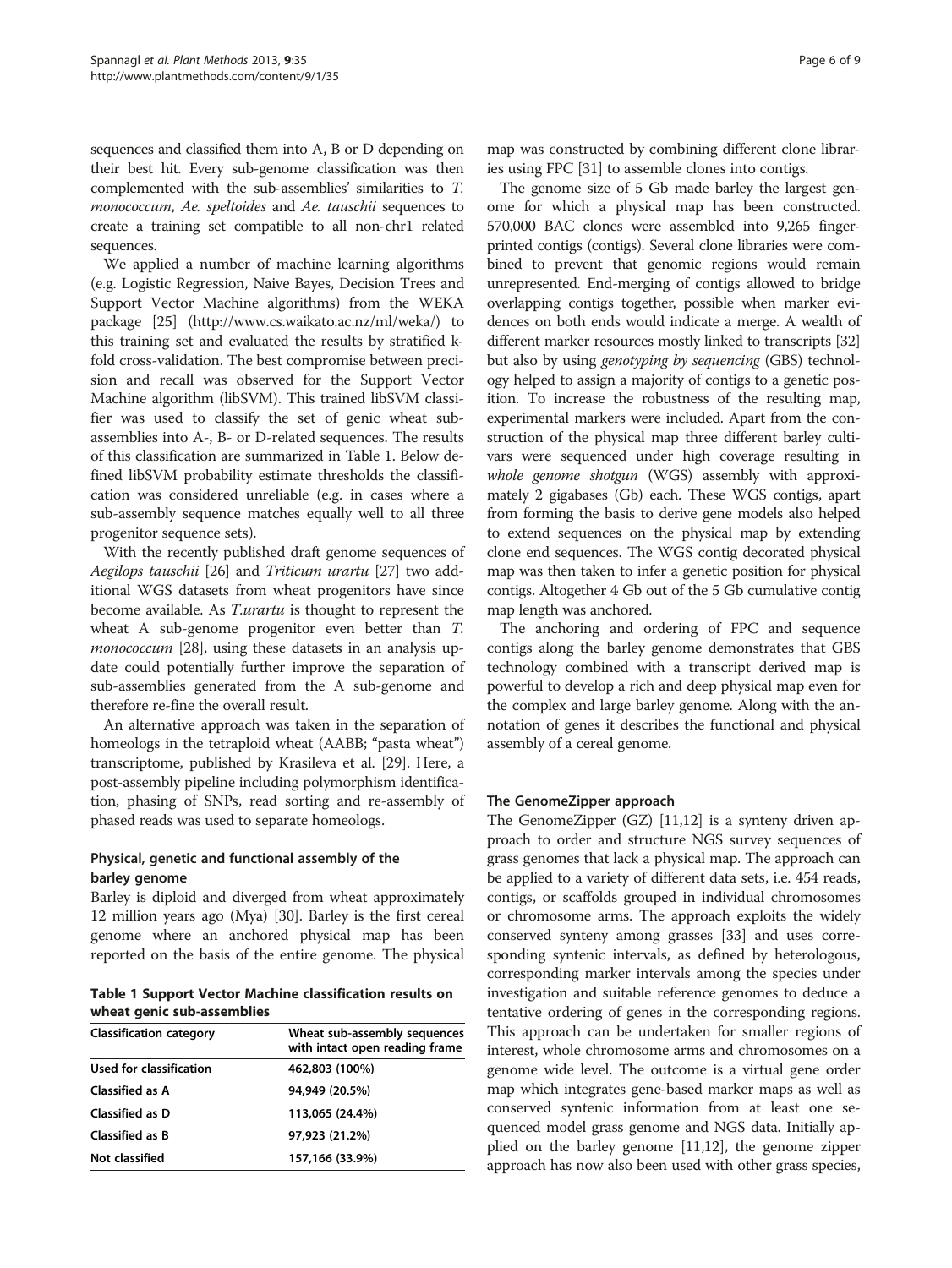sequences and classified them into A, B or D depending on their best hit. Every sub-genome classification was then complemented with the sub-assemblies' similarities to *T. monococcum*, *Ae. speltoides* and *Ae. tauschii* sequences to create a training set compatible to all non-chr1 related sequences.

We applied a number of machine learning algorithms (e.g. Logistic Regression, Naive Bayes, Decision Trees and Support Vector Machine algorithms) from the WEKA package [25] (http://www.cs.waikato.ac.nz/ml/weka/) to this training set and evaluated the results by stratified k-fold cross-validation. The best compromise between precision and recall was observed for the Support Vector Machine algorithm (libSVM). This trained libSVM classifier was used to classify the set of genic wheat sub-assemblies into A-, B- or D-related sequences. The results of this classification are summarized in Table 1. Below defined libSVM probability estimate thresholds the classification was considered unreliable (e.g. in cases where a sub-assembly sequence matches equally well to all three progenitor sequence sets).

With the recently published draft genome sequences of *Aegilops tauschii* [26] and *Triticum urartu* [27] two additional WGS datasets from wheat progenitors have since become available. As *T.urartu* is thought to represent the wheat A sub-genome progenitor even better than *T. monococcum* [28], using these datasets in an analysis update could potentially further improve the separation of sub-assemblies generated from the A sub-genome and therefore re-fine the overall result.

An alternative approach was taken in the separation of homeologs in the tetraploid wheat (AABB; "pasta wheat") transcriptome, published by Krasileva et al. [29]. Here, a post-assembly pipeline including polymorphism identification, phasing of SNPs, read sorting and re-assembly of phased reads was used to separate homeologs.

### Physical, genetic and functional assembly of the barley genome

Barley is diploid and diverged from wheat approximately 12 million years ago (Mya) [30]. Barley is the first cereal genome where an anchored physical map has been reported on the basis of the entire genome. The physical map was constructed by combining different clone libraries using FPC [31] to assemble clones into contigs.

**Table 1 Support Vector Machine classification results on wheat genic sub-assemblies**

| Classification category | Wheat sub-assembly sequences with intact open reading frame |
|---|---|
| Used for classification | 462,803 (100%) |
| Classified as A | 94,949 (20.5%) |
| Classified as D | 113,065 (24.4%) |
| Classified as B | 97,923 (21.2%) |
| Not classified | 157,166 (33.9%) |

The genome size of 5 Gb made barley the largest genome for which a physical map has been constructed. 570,000 BAC clones were assembled into 9,265 fingerprinted contigs (contigs). Several clone libraries were combined to prevent that genomic regions would remain unrepresented. End-merging of contigs allowed to bridge overlapping contigs together, possible when marker evidences on both ends would indicate a merge. A wealth of different marker resources mostly linked to transcripts [32] but also by using *genotyping by sequencing* (GBS) technology helped to assign a majority of contigs to a genetic position. To increase the robustness of the resulting map, experimental markers were included. Apart from the construction of the physical map three different barley cultivars were sequenced under high coverage resulting in *whole genome shotgun* (WGS) assembly with approximately 2 gigabases (Gb) each. These WGS contigs, apart from forming the basis to derive gene models also helped to extend sequences on the physical map by extending clone end sequences. The WGS contig decorated physical map was then taken to infer a genetic position for physical contigs. Altogether 4 Gb out of the 5 Gb cumulative contig map length was anchored.

The anchoring and ordering of FPC and sequence contigs along the barley genome demonstrates that GBS technology combined with a transcript derived map is powerful to develop a rich and deep physical map even for the complex and large barley genome. Along with the annotation of genes it describes the functional and physical assembly of a cereal genome.

### The GenomeZipper approach

The GenomeZipper (GZ) [11,12] is a synteny driven approach to order and structure NGS survey sequences of grass genomes that lack a physical map. The approach can be applied to a variety of different data sets, i.e. 454 reads, contigs, or scaffolds grouped in individual chromosomes or chromosome arms. The approach exploits the widely conserved synteny among grasses [33] and uses corresponding syntenic intervals, as defined by heterologous, corresponding marker intervals among the species under investigation and suitable reference genomes to deduce a tentative ordering of genes in the corresponding regions. This approach can be undertaken for smaller regions of interest, whole chromosome arms and chromosomes on a genome wide level. The outcome is a virtual gene order map which integrates gene-based marker maps as well as conserved syntenic information from at least one sequenced model grass genome and NGS data. Initially applied on the barley genome [11,12], the genome zipper approach has now also been used with other grass species,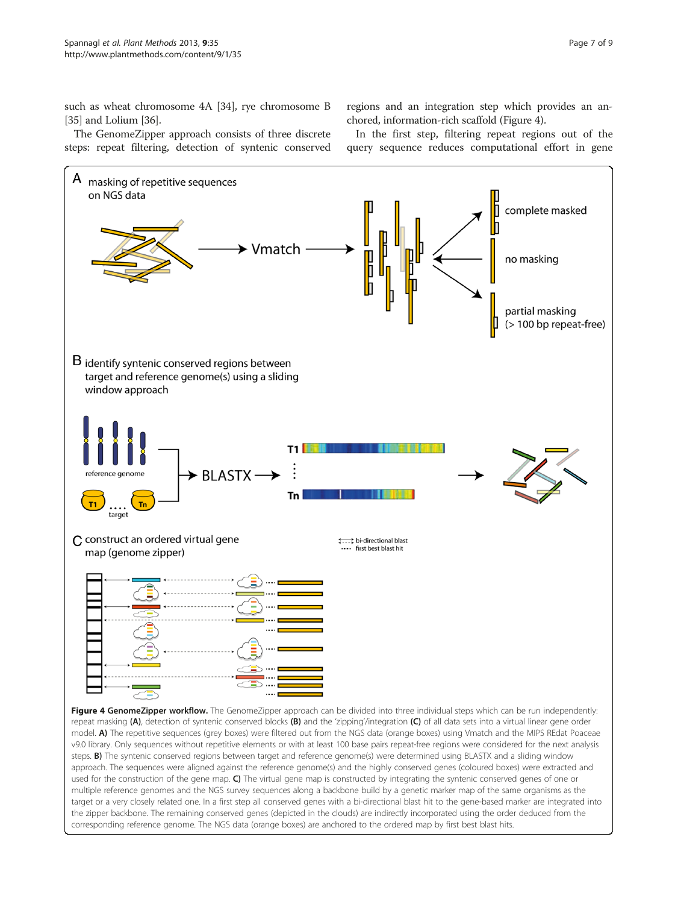such as wheat chromosome 4A [34], rye chromosome B [35] and Lolium [36].

The GenomeZipper approach consists of three discrete steps: repeat filtering, detection of syntenic conserved regions and an integration step which provides an anchored, information-rich scaffold (Figure 4).

In the first step, filtering repeat regions out of the query sequence reduces computational effort in gene

**Figure 4 GenomeZipper workflow.** The GenomeZipper approach can be divided into three individual steps which can be run independently: repeat masking **(A)**, detection of syntenic conserved blocks **(B)** and the 'zipping'/integration **(C)** of all data sets into a virtual linear gene order model. **A)** The repetitive sequences (grey boxes) were filtered out from the NGS data (orange boxes) using Vmatch and the MIPS REdat Poaceae v9.0 library. Only sequences without repetitive elements or with at least 100 base pairs repeat-free regions were considered for the next analysis steps. **B)** The syntenic conserved regions between target and reference genome(s) were determined using BLASTX and a sliding window approach. The sequences were aligned against the reference genome(s) and the highly conserved genes (coloured boxes) were extracted and used for the construction of the gene map. **C)** The virtual gene map is constructed by integrating the syntenic conserved genes of one or multiple reference genomes and the NGS survey sequences along a backbone build by a genetic marker map of the same organisms as the target or a very closely related one. In a first step all conserved genes with a bi-directional blast hit to the gene-based marker are integrated into the zipper backbone. The remaining conserved genes (depicted in the clouds) are indirectly incorporated using the order deduced from the corresponding reference genome. The NGS data (orange boxes) are anchored to the ordered map by first best blast hits.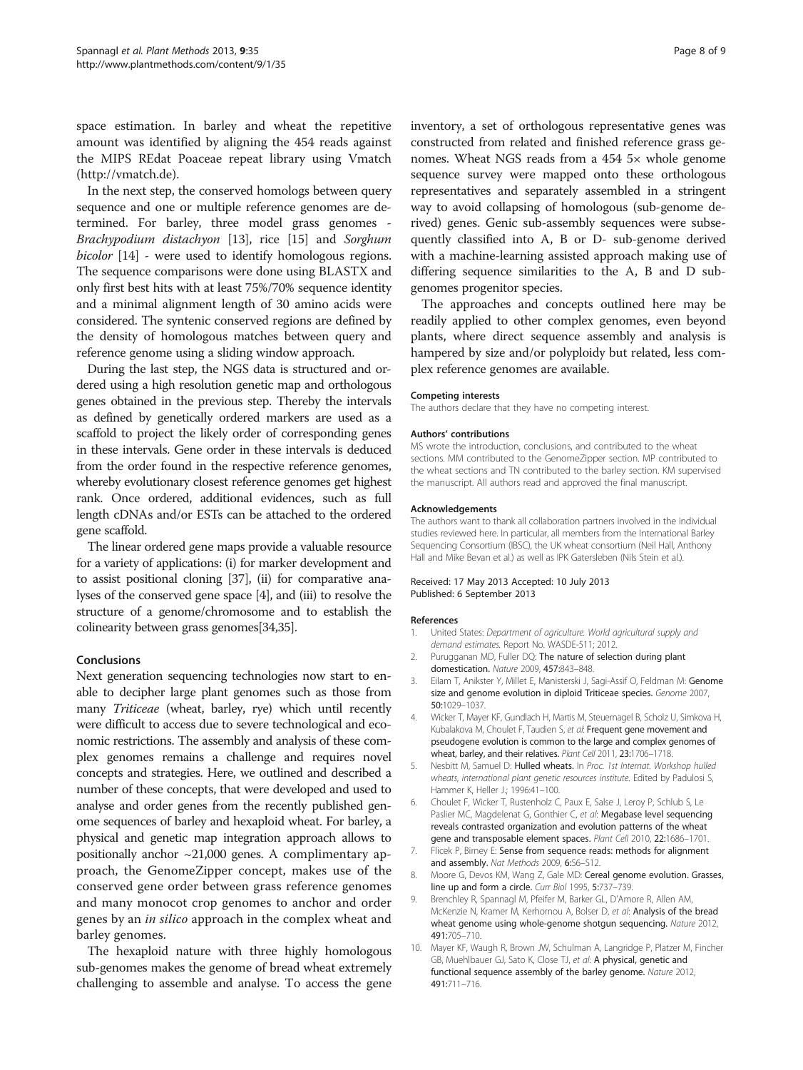space estimation. In barley and wheat the repetitive amount was identified by aligning the 454 reads against the MIPS REdat Poaceae repeat library using Vmatch (http://vmatch.de).

In the next step, the conserved homologs between query sequence and one or multiple reference genomes are determined. For barley, three model grass genomes - *Brachypodium distachyon* [13], rice [15] and *Sorghum bicolor* [14] - were used to identify homologous regions. The sequence comparisons were done using BLASTX and only first best hits with at least 75%/70% sequence identity and a minimal alignment length of 30 amino acids were considered. The syntenic conserved regions are defined by the density of homologous matches between query and reference genome using a sliding window approach.

During the last step, the NGS data is structured and ordered using a high resolution genetic map and orthologous genes obtained in the previous step. Thereby the intervals as defined by genetically ordered markers are used as a scaffold to project the likely order of corresponding genes in these intervals. Gene order in these intervals is deduced from the order found in the respective reference genomes, whereby evolutionary closest reference genomes get highest rank. Once ordered, additional evidences, such as full length cDNAs and/or ESTs can be attached to the ordered gene scaffold.

The linear ordered gene maps provide a valuable resource for a variety of applications: (i) for marker development and to assist positional cloning [37], (ii) for comparative analyses of the conserved gene space [4], and (iii) to resolve the structure of a genome/chromosome and to establish the colinearity between grass genomes[34,35].

## Conclusions

Next generation sequencing technologies now start to enable to decipher large plant genomes such as those from many *Triticeae* (wheat, barley, rye) which until recently were difficult to access due to severe technological and economic restrictions. The assembly and analysis of these complex genomes remains a challenge and requires novel concepts and strategies. Here, we outlined and described a number of these concepts, that were developed and used to analyse and order genes from the recently published genome sequences of barley and hexaploid wheat. For barley, a physical and genetic map integration approach allows to positionally anchor ~21,000 genes. A complimentary approach, the GenomeZipper concept, makes use of the conserved gene order between grass reference genomes and many monocot crop genomes to anchor and order genes by an *in silico* approach in the complex wheat and barley genomes.

The hexaploid nature with three highly homologous sub-genomes makes the genome of bread wheat extremely challenging to assemble and analyse. To access the gene inventory, a set of orthologous representative genes was constructed from related and finished reference grass genomes. Wheat NGS reads from a 454 5× whole genome sequence survey were mapped onto these orthologous representatives and separately assembled in a stringent way to avoid collapsing of homologous (sub-genome derived) genes. Genic sub-assembly sequences were subsequently classified into A, B or D- sub-genome derived with a machine-learning assisted approach making use of differing sequence similarities to the A, B and D subgenomes progenitor species.

The approaches and concepts outlined here may be readily applied to other complex genomes, even beyond plants, where direct sequence assembly and analysis is hampered by size and/or polyploidy but related, less complex reference genomes are available.

#### Competing interests

The authors declare that they have no competing interest.

#### Authors' contributions

MS wrote the introduction, conclusions, and contributed to the wheat sections. MM contributed to the GenomeZipper section. MP contributed to the wheat sections and TN contributed to the barley section. KM supervised the manuscript. All authors read and approved the final manuscript.

#### Acknowledgements

The authors want to thank all collaboration partners involved in the individual studies reviewed here. In particular, all members from the International Barley Sequencing Consortium (IBSC), the UK wheat consortium (Neil Hall, Anthony Hall and Mike Bevan et al.) as well as IPK Gatersleben (Nils Stein et al.).

Received: 17 May 2013 Accepted: 10 July 2013
Published: 6 September 2013

#### References

1. United States: *Department of agriculture. World agricultural supply and demand estimates.* Report No. WASDE-511; 2012.
2. Purugganan MD, Fuller DQ: **The nature of selection during plant domestication.** *Nature* 2009, **457:**843–848.
3. Eilam T, Anikster Y, Millet E, Manisterski J, Sagi-Assif O, Feldman M: **Genome size and genome evolution in diploid Triticeae species.** *Genome* 2007, **50:**1029–1037.
4. Wicker T, Mayer KF, Gundlach H, Martis M, Steuernagel B, Scholz U, Simkova H, Kubalakova M, Choulet F, Taudien S, *et al*: **Frequent gene movement and pseudogene evolution is common to the large and complex genomes of wheat, barley, and their relatives.** *Plant Cell* 2011, **23:**1706–1718.
5. Nesbitt M, Samuel D: **Hulled wheats.** In *Proc. 1st Internat. Workshop hulled wheats, international plant genetic resources institute.* Edited by Padulosi S, Hammer K, Heller J.; 1996:41–100.
6. Choulet F, Wicker T, Rustenholz C, Paux E, Salse J, Leroy P, Schlub S, Le Paslier MC, Magdelenat G, Gonthier C, *et al*: **Megabase level sequencing reveals contrasted organization and evolution patterns of the wheat gene and transposable element spaces.** *Plant Cell* 2010, **22:**1686–1701.
7. Flicek P, Birney E: **Sense from sequence reads: methods for alignment and assembly.** *Nat Methods* 2009, **6:**S6–S12.
8. Moore G, Devos KM, Wang Z, Gale MD: **Cereal genome evolution. Grasses, line up and form a circle.** *Curr Biol* 1995, **5:**737–739.
9. Brenchley R, Spannagl M, Pfeifer M, Barker GL, D'Amore R, Allen AM, McKenzie N, Kramer M, Kerhornou A, Bolser D, *et al*: **Analysis of the bread wheat genome using whole-genome shotgun sequencing.** *Nature* 2012, **491:**705–710.
10. Mayer KF, Waugh R, Brown JW, Schulman A, Langridge P, Platzer M, Fincher GB, Muehlbauer GJ, Sato K, Close TJ, *et al*: **A physical, genetic and functional sequence assembly of the barley genome.** *Nature* 2012, **491:**711–716.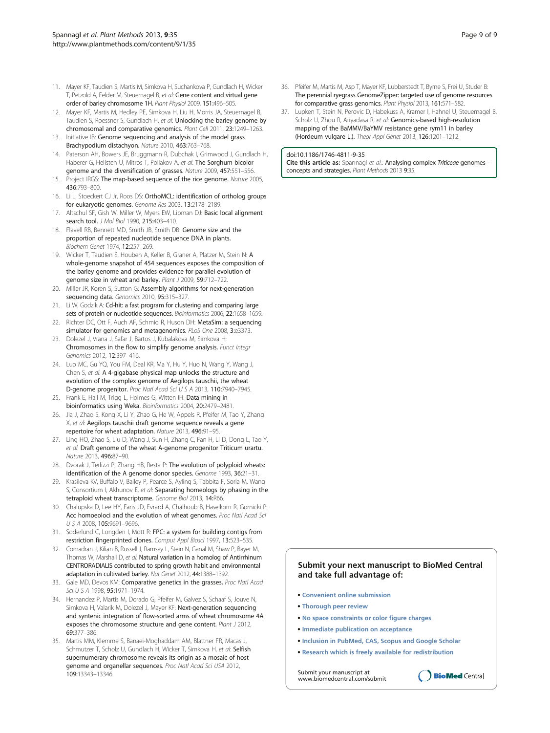11. Mayer KF, Taudien S, Martis M, Simkova H, Suchankova P, Gundlach H, Wicker T, Petzold A, Felder M, Steuernagel B, *et al*: **Gene content and virtual gene order of barley chromosome 1H.** *Plant Physiol* 2009, **151:**496–505.
12. Mayer KF, Martis M, Hedley PE, Simkova H, Liu H, Morris JA, Steuernagel B, Taudien S, Roessner S, Gundlach H, *et al*: **Unlocking the barley genome by chromosomal and comparative genomics.** *Plant Cell* 2011, **23:**1249–1263.
13. Initiative IB: **Genome sequencing and analysis of the model grass Brachypodium distachyon.** *Nature* 2010, **463:**763–768.
14. Paterson AH, Bowers JE, Bruggmann R, Dubchak I, Grimwood J, Gundlach H, Haberer G, Hellsten U, Mitros T, Poliakov A, *et al*: **The Sorghum bicolor genome and the diversification of grasses.** *Nature* 2009, **457:**551–556.
15. Project IRGS: **The map-based sequence of the rice genome.** *Nature* 2005, **436:**793–800.
16. Li L, Stoeckert CJ Jr, Roos DS: **OrthoMCL: identification of ortholog groups for eukaryotic genomes.** *Genome Res* 2003, **13:**2178–2189.
17. Altschul SF, Gish W, Miller W, Myers EW, Lipman DJ: **Basic local alignment search tool.** *J Mol Biol* 1990, **215:**403–410.
18. Flavell RB, Bennett MD, Smith JB, Smith DB: **Genome size and the proportion of repeated nucleotide sequence DNA in plants.** *Biochem Genet* 1974, **12:**257–269.
19. Wicker T, Taudien S, Houben A, Keller B, Graner A, Platzer M, Stein N: **A whole-genome snapshot of 454 sequences exposes the composition of the barley genome and provides evidence for parallel evolution of genome size in wheat and barley.** *Plant J* 2009, **59:**712–722.
20. Miller JR, Koren S, Sutton G: **Assembly algorithms for next-generation sequencing data.** *Genomics* 2010, **95:**315–327.
21. Li W, Godzik A: **Cd-hit: a fast program for clustering and comparing large sets of protein or nucleotide sequences.** *Bioinformatics* 2006, **22:**1658–1659.
22. Richter DC, Ott F, Auch AF, Schmid R, Huson DH: **MetaSim: a sequencing simulator for genomics and metagenomics.** *PLoS One* 2008, **3:**e3373.
23. Dolezel J, Vrana J, Safar J, Bartos J, Kubalakova M, Simkova H: **Chromosomes in the flow to simplify genome analysis.** *Funct Integr Genomics* 2012, **12:**397–416.
24. Luo MC, Gu YQ, You FM, Deal KR, Ma Y, Hu Y, Huo N, Wang Y, Wang J, Chen S, *et al*: **A 4-gigabase physical map unlocks the structure and evolution of the complex genome of Aegilops tauschii, the wheat D-genome progenitor.** *Proc Natl Acad Sci U S A* 2013, **110:**7940–7945.
25. Frank E, Hall M, Trigg L, Holmes G, Witten IH: **Data mining in bioinformatics using Weka.** *Bioinformatics* 2004, **20:**2479–2481.
26. Jia J, Zhao S, Kong X, Li Y, Zhao G, He W, Appels R, Pfeifer M, Tao Y, Zhang X, *et al*: **Aegilops tauschii draft genome sequence reveals a gene repertoire for wheat adaptation.** *Nature* 2013, **496:**91–95.
27. Ling HQ, Zhao S, Liu D, Wang J, Sun H, Zhang C, Fan H, Li D, Dong L, Tao Y, *et al*: **Draft genome of the wheat A-genome progenitor Triticum urartu.** *Nature* 2013, **496:**87–90.
28. Dvorak J, Terlizzi P, Zhang HB, Resta P: **The evolution of polyploid wheats: identification of the A genome donor species.** *Genome* 1993, **36:**21–31.
29. Krasileva KV, Buffalo V, Bailey P, Pearce S, Ayling S, Tabbita F, Soria M, Wang S, Consortium I, Akhunov E, *et al*: **Separating homeologs by phasing in the tetraploid wheat transcriptome.** *Genome Biol* 2013, **14:**R66.
30. Chalupska D, Lee HY, Faris JD, Evrard A, Chalhoub B, Haselkorn R, Gornicki P: **Acc homoeoloci and the evolution of wheat genomes.** *Proc Natl Acad Sci U S A* 2008, **105:**9691–9696.
31. Soderlund C, Longden I, Mott R: **FPC: a system for building contigs from restriction fingerprinted clones.** *Comput Appl Biosci* 1997, **13:**523–535.
32. Comadran J, Kilian B, Russell J, Ramsay L, Stein N, Ganal M, Shaw P, Bayer M, Thomas W, Marshall D, *et al*: **Natural variation in a homolog of Antirrhinum CENTRORADIALIS contributed to spring growth habit and environmental adaptation in cultivated barley.** *Nat Genet* 2012, **44:**1388–1392.
33. Gale MD, Devos KM: **Comparative genetics in the grasses.** *Proc Natl Acad Sci U S A* 1998, **95:**1971–1974.
34. Hernandez P, Martis M, Dorado G, Pfeifer M, Galvez S, Schaaf S, Jouve N, Simkova H, Valarik M, Dolezel J, Mayer KF: **Next-generation sequencing and syntenic integration of flow-sorted arms of wheat chromosome 4A exposes the chromosome structure and gene content.** *Plant J* 2012, **69:**377–386.
35. Martis MM, Klemme S, Banaei-Moghaddam AM, Blattner FR, Macas J, Schmutzer T, Scholz U, Gundlach H, Wicker T, Simkova H, *et al*: **Selfish supernumerary chromosome reveals its origin as a mosaic of host genome and organellar sequences.** *Proc Natl Acad Sci USA* 2012, **109:**13343–13346.
36. Pfeifer M, Martis M, Asp T, Mayer KF, Lubberstedt T, Byrne S, Frei U, Studer B: **The perennial ryegrass GenomeZipper: targeted use of genome resources for comparative grass genomics.** *Plant Physiol* 2013, **161:**571–582.
37. Lupken T, Stein N, Perovic D, Habekuss A, Kramer I, Hahnel U, Steuernagel B, Scholz U, Zhou R, Ariyadasa R, *et al*: **Genomics-based high-resolution mapping of the BaMMV/BaYMV resistance gene rym11 in barley (Hordeum vulgare L.).** *Theor Appl Genet* 2013, **126:**1201–1212.

doi:10.1186/1746-4811-9-35

**Cite this article as:** Spannagl *et al.*: Analysing complex *Triticeae* genomes – concepts and strategies. *Plant Methods* 2013 **9**:35.

**Submit your next manuscript to BioMed Central and take full advantage of:**

- **Convenient online submission**
- **Thorough peer review**
- **No space constraints or color figure charges**
- **Immediate publication on acceptance**
- **Inclusion in PubMed, CAS, Scopus and Google Scholar**
- **Research which is freely available for redistribution**

Submit your manuscript at
www.biomedcentral.com/submit

BioMed Central